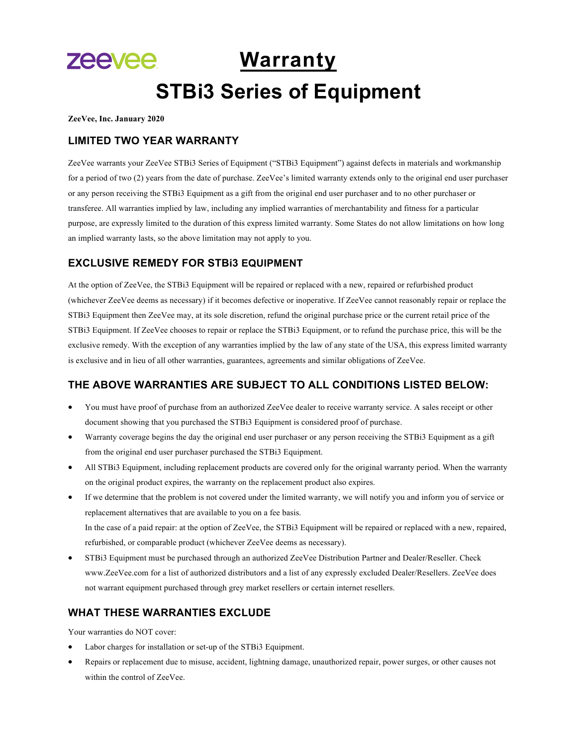# Warranty

# STBi3 Series of Equipment

**ZeeVee, Inc. January 2020**

## LIMITED TWO YEAR WARRANTY

ZeeVee warrants your ZeeVee STBi3 Series of Equipment ("STBi3 Equipment") against defects in materials and workmanship for a period of two (2) years from the date of purchase. ZeeVee's limited warranty extends only to the original end user purchaser or any person receiving the STBi3 Equipment as a gift from the original end user purchaser and to no other purchaser or transferee. All warranties implied by law, including any implied warranties of merchantability and fitness for a particular purpose, are expressly limited to the duration of this express limited warranty. Some States do not allow limitations on how long an implied warranty lasts, so the above limitation may not apply to you.

## EXCLUSIVE REMEDY FOR STBi3 EQUIPMENT

At the option of ZeeVee, the STBi3 Equipment will be repaired or replaced with a new, repaired or refurbished product (whichever ZeeVee deems as necessary) if it becomes defective or inoperative. If ZeeVee cannot reasonably repair or replace the STBi3 Equipment then ZeeVee may, at its sole discretion, refund the original purchase price or the current retail price of the STBi3 Equipment. If ZeeVee chooses to repair or replace the STBi3 Equipment, or to refund the purchase price, this will be the exclusive remedy. With the exception of any warranties implied by the law of any state of the USA, this express limited warranty is exclusive and in lieu of all other warranties, guarantees, agreements and similar obligations of ZeeVee.

## THE ABOVE WARRANTIES ARE SUBJECT TO ALL CONDITIONS LISTED BELOW:

- You must have proof of purchase from an authorized ZeeVee dealer to receive warranty service. A sales receipt or other document showing that you purchased the STBi3 Equipment is considered proof of purchase.
- Warranty coverage begins the day the original end user purchaser or any person receiving the STBi3 Equipment as a gift from the original end user purchaser purchased the STBi3 Equipment.
- All STBi3 Equipment, including replacement products are covered only for the original warranty period. When the warranty on the original product expires, the warranty on the replacement product also expires.
- If we determine that the problem is not covered under the limited warranty, we will notify you and inform you of service or replacement alternatives that are available to you on a fee basis.
  In the case of a paid repair: at the option of ZeeVee, the STBi3 Equipment will be repaired or replaced with a new, repaired, refurbished, or comparable product (whichever ZeeVee deems as necessary).
- STBi3 Equipment must be purchased through an authorized ZeeVee Distribution Partner and Dealer/Reseller. Check www.ZeeVee.com for a list of authorized distributors and a list of any expressly excluded Dealer/Resellers. ZeeVee does not warrant equipment purchased through grey market resellers or certain internet resellers.

## WHAT THESE WARRANTIES EXCLUDE

Your warranties do NOT cover:

- Labor charges for installation or set-up of the STBi3 Equipment.
- Repairs or replacement due to misuse, accident, lightning damage, unauthorized repair, power surges, or other causes not within the control of ZeeVee.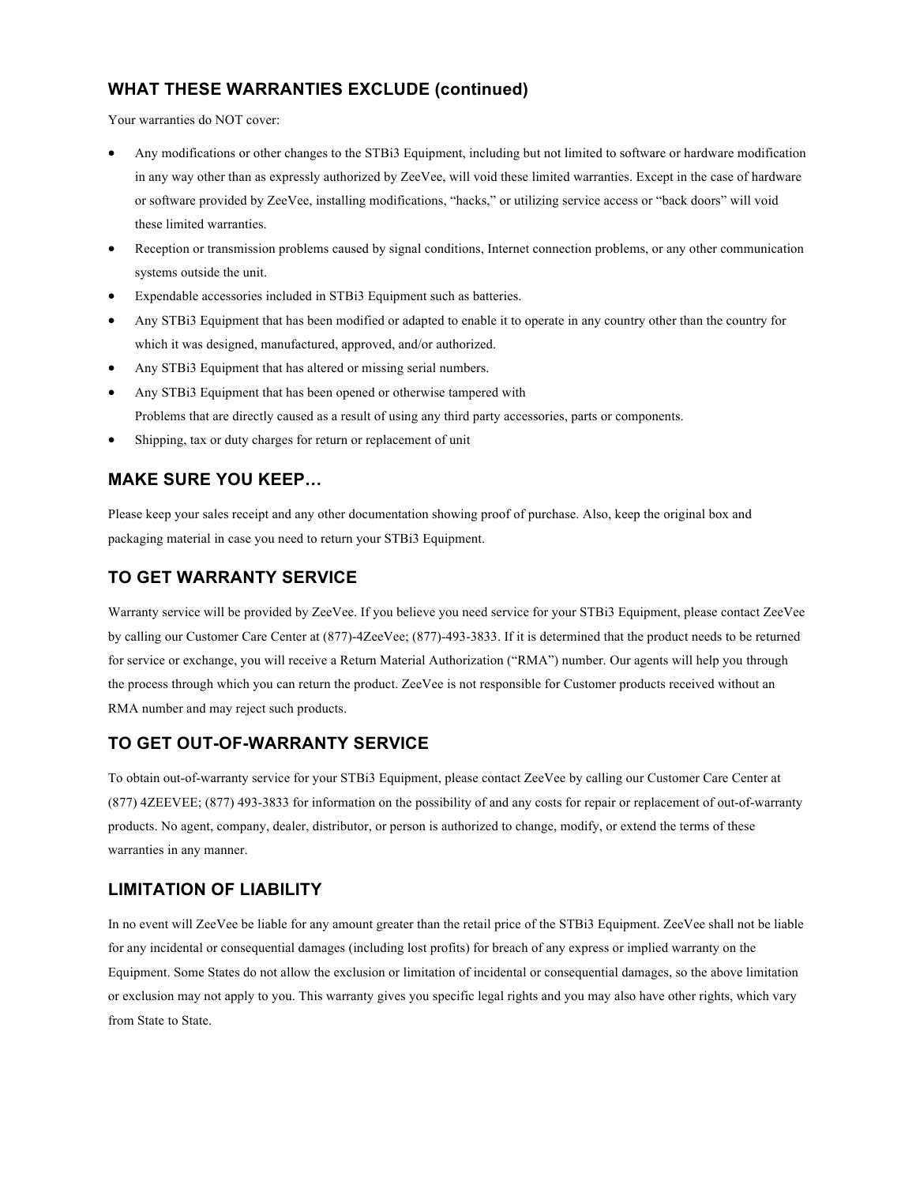## WHAT THESE WARRANTIES EXCLUDE (continued)

Your warranties do NOT cover:

- Any modifications or other changes to the STBi3 Equipment, including but not limited to software or hardware modification in any way other than as expressly authorized by ZeeVee, will void these limited warranties. Except in the case of hardware or software provided by ZeeVee, installing modifications, "hacks," or utilizing service access or "back doors" will void these limited warranties.
- Reception or transmission problems caused by signal conditions, Internet connection problems, or any other communication systems outside the unit.
- Expendable accessories included in STBi3 Equipment such as batteries.
- Any STBi3 Equipment that has been modified or adapted to enable it to operate in any country other than the country for which it was designed, manufactured, approved, and/or authorized.
- Any STBi3 Equipment that has altered or missing serial numbers.
- Any STBi3 Equipment that has been opened or otherwise tampered with
  Problems that are directly caused as a result of using any third party accessories, parts or components.
- Shipping, tax or duty charges for return or replacement of unit

## MAKE SURE YOU KEEP…

Please keep your sales receipt and any other documentation showing proof of purchase. Also, keep the original box and packaging material in case you need to return your STBi3 Equipment.

## TO GET WARRANTY SERVICE

Warranty service will be provided by ZeeVee. If you believe you need service for your STBi3 Equipment, please contact ZeeVee by calling our Customer Care Center at (877)-4ZeeVee; (877)-493-3833. If it is determined that the product needs to be returned for service or exchange, you will receive a Return Material Authorization ("RMA") number. Our agents will help you through the process through which you can return the product. ZeeVee is not responsible for Customer products received without an RMA number and may reject such products.

## TO GET OUT-OF-WARRANTY SERVICE

To obtain out-of-warranty service for your STBi3 Equipment, please contact ZeeVee by calling our Customer Care Center at (877) 4ZEEVEE; (877) 493-3833 for information on the possibility of and any costs for repair or replacement of out-of-warranty products. No agent, company, dealer, distributor, or person is authorized to change, modify, or extend the terms of these warranties in any manner.

## LIMITATION OF LIABILITY

In no event will ZeeVee be liable for any amount greater than the retail price of the STBi3 Equipment. ZeeVee shall not be liable for any incidental or consequential damages (including lost profits) for breach of any express or implied warranty on the Equipment. Some States do not allow the exclusion or limitation of incidental or consequential damages, so the above limitation or exclusion may not apply to you. This warranty gives you specific legal rights and you may also have other rights, which vary from State to State.